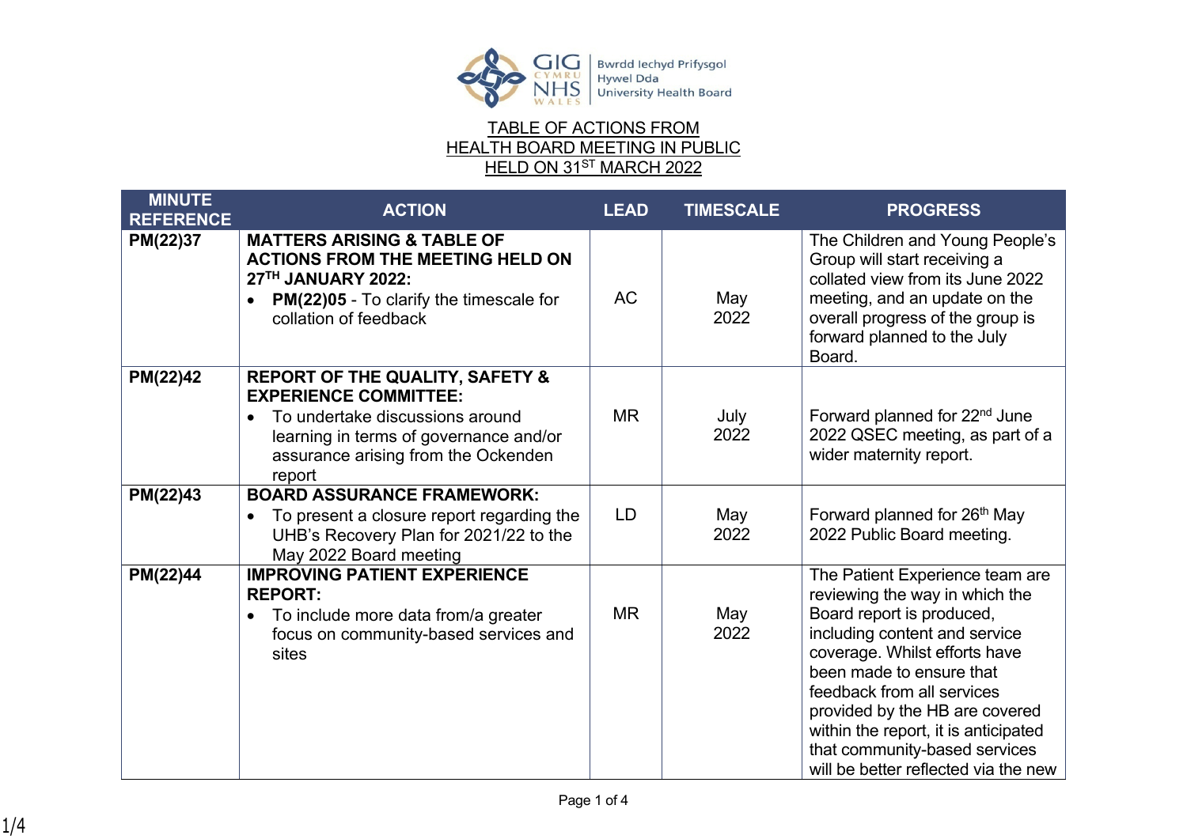Bwrdd Iechyd Prifysgol Hywel Dda University Health Board

# TABLE OF ACTIONS FROM HEALTH BOARD MEETING IN PUBLIC HELD ON 31ST MARCH 2022

| MINUTE REFERENCE | ACTION | LEAD | TIMESCALE | PROGRESS |
|---|---|---|---|---|
| **PM(22)37** | **MATTERS ARISING & TABLE OF ACTIONS FROM THE MEETING HELD ON 27TH JANUARY 2022:** • **PM(22)05** - To clarify the timescale for collation of feedback | AC | May 2022 | The Children and Young People's Group will start receiving a collated view from its June 2022 meeting, and an update on the overall progress of the group is forward planned to the July Board. |
| **PM(22)42** | **REPORT OF THE QUALITY, SAFETY & EXPERIENCE COMMITTEE:** • To undertake discussions around learning in terms of governance and/or assurance arising from the Ockenden report | MR | July 2022 | Forward planned for 22nd June 2022 QSEC meeting, as part of a wider maternity report. |
| **PM(22)43** | **BOARD ASSURANCE FRAMEWORK:** • To present a closure report regarding the UHB's Recovery Plan for 2021/22 to the May 2022 Board meeting | LD | May 2022 | Forward planned for 26th May 2022 Public Board meeting. |
| **PM(22)44** | **IMPROVING PATIENT EXPERIENCE REPORT:** • To include more data from/a greater focus on community-based services and sites | MR | May 2022 | The Patient Experience team are reviewing the way in which the Board report is produced, including content and service coverage. Whilst efforts have been made to ensure that feedback from all services provided by the HB are covered within the report, it is anticipated that community-based services will be better reflected via the new |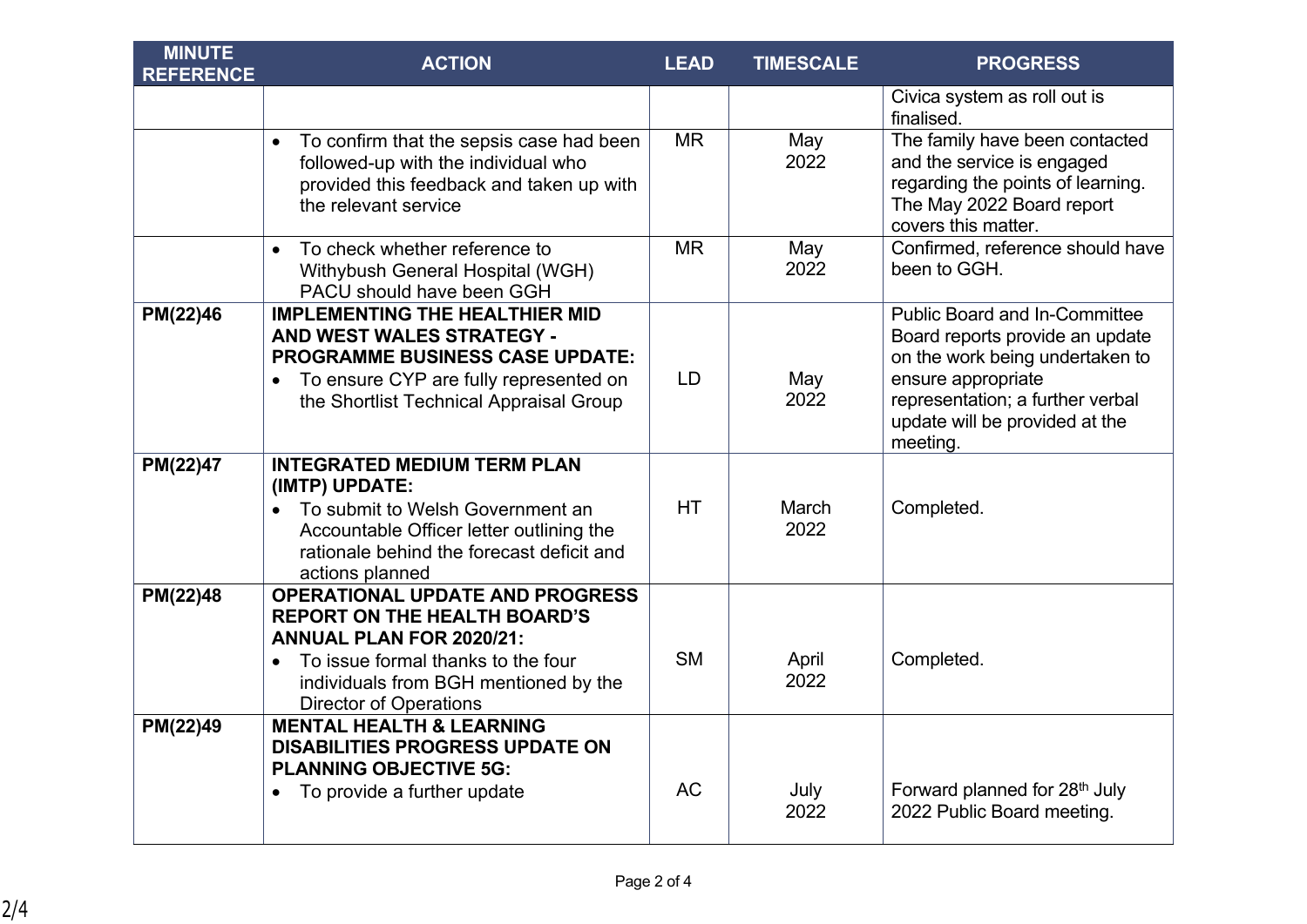| MINUTE REFERENCE | ACTION | LEAD | TIMESCALE | PROGRESS |
|---|---|---|---|---|
| | | | | Civica system as roll out is finalised. |
| | • To confirm that the sepsis case had been followed-up with the individual who provided this feedback and taken up with the relevant service | MR | May 2022 | The family have been contacted and the service is engaged regarding the points of learning. The May 2022 Board report covers this matter. |
| | • To check whether reference to Withybush General Hospital (WGH) PACU should have been GGH | MR | May 2022 | Confirmed, reference should have been to GGH. |
| **PM(22)46** | **IMPLEMENTING THE HEALTHIER MID AND WEST WALES STRATEGY - PROGRAMME BUSINESS CASE UPDATE:** • To ensure CYP are fully represented on the Shortlist Technical Appraisal Group | LD | May 2022 | Public Board and In-Committee Board reports provide an update on the work being undertaken to ensure appropriate representation; a further verbal update will be provided at the meeting. |
| **PM(22)47** | **INTEGRATED MEDIUM TERM PLAN (IMTP) UPDATE:** • To submit to Welsh Government an Accountable Officer letter outlining the rationale behind the forecast deficit and actions planned | HT | March 2022 | Completed. |
| **PM(22)48** | **OPERATIONAL UPDATE AND PROGRESS REPORT ON THE HEALTH BOARD'S ANNUAL PLAN FOR 2020/21:** • To issue formal thanks to the four individuals from BGH mentioned by the Director of Operations | SM | April 2022 | Completed. |
| **PM(22)49** | **MENTAL HEALTH & LEARNING DISABILITIES PROGRESS UPDATE ON PLANNING OBJECTIVE 5G:** • To provide a further update | AC | July 2022 | Forward planned for 28th July 2022 Public Board meeting. |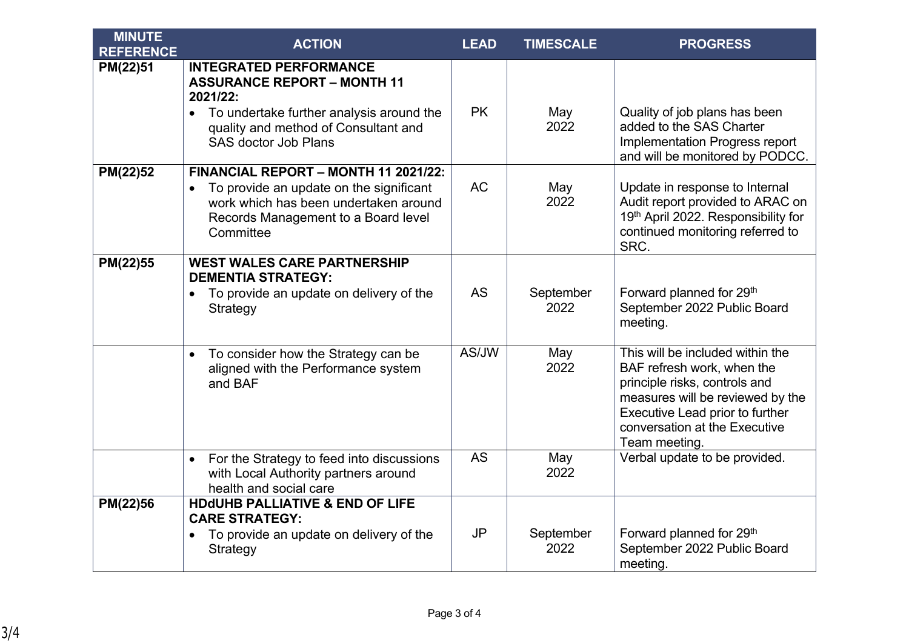| MINUTE REFERENCE | ACTION | LEAD | TIMESCALE | PROGRESS |
|---|---|---|---|---|
| **PM(22)51** | **INTEGRATED PERFORMANCE ASSURANCE REPORT – MONTH 11 2021/22:** <br>• To undertake further analysis around the quality and method of Consultant and SAS doctor Job Plans | PK | May 2022 | Quality of job plans has been added to the SAS Charter Implementation Progress report and will be monitored by PODCC. |
| **PM(22)52** | **FINANCIAL REPORT – MONTH 11 2021/22:** <br>• To provide an update on the significant work which has been undertaken around Records Management to a Board level Committee | AC | May 2022 | Update in response to Internal Audit report provided to ARAC on 19th April 2022. Responsibility for continued monitoring referred to SRC. |
| **PM(22)55** | **WEST WALES CARE PARTNERSHIP DEMENTIA STRATEGY:** <br>• To provide an update on delivery of the Strategy | AS | September 2022 | Forward planned for 29th September 2022 Public Board meeting. |
| | • To consider how the Strategy can be aligned with the Performance system and BAF | AS/JW | May 2022 | This will be included within the BAF refresh work, when the principle risks, controls and measures will be reviewed by the Executive Lead prior to further conversation at the Executive Team meeting. |
| | • For the Strategy to feed into discussions with Local Authority partners around health and social care | AS | May 2022 | Verbal update to be provided. |
| **PM(22)56** | **HDdUHB PALLIATIVE & END OF LIFE CARE STRATEGY:** <br>• To provide an update on delivery of the Strategy | JP | September 2022 | Forward planned for 29th September 2022 Public Board meeting. |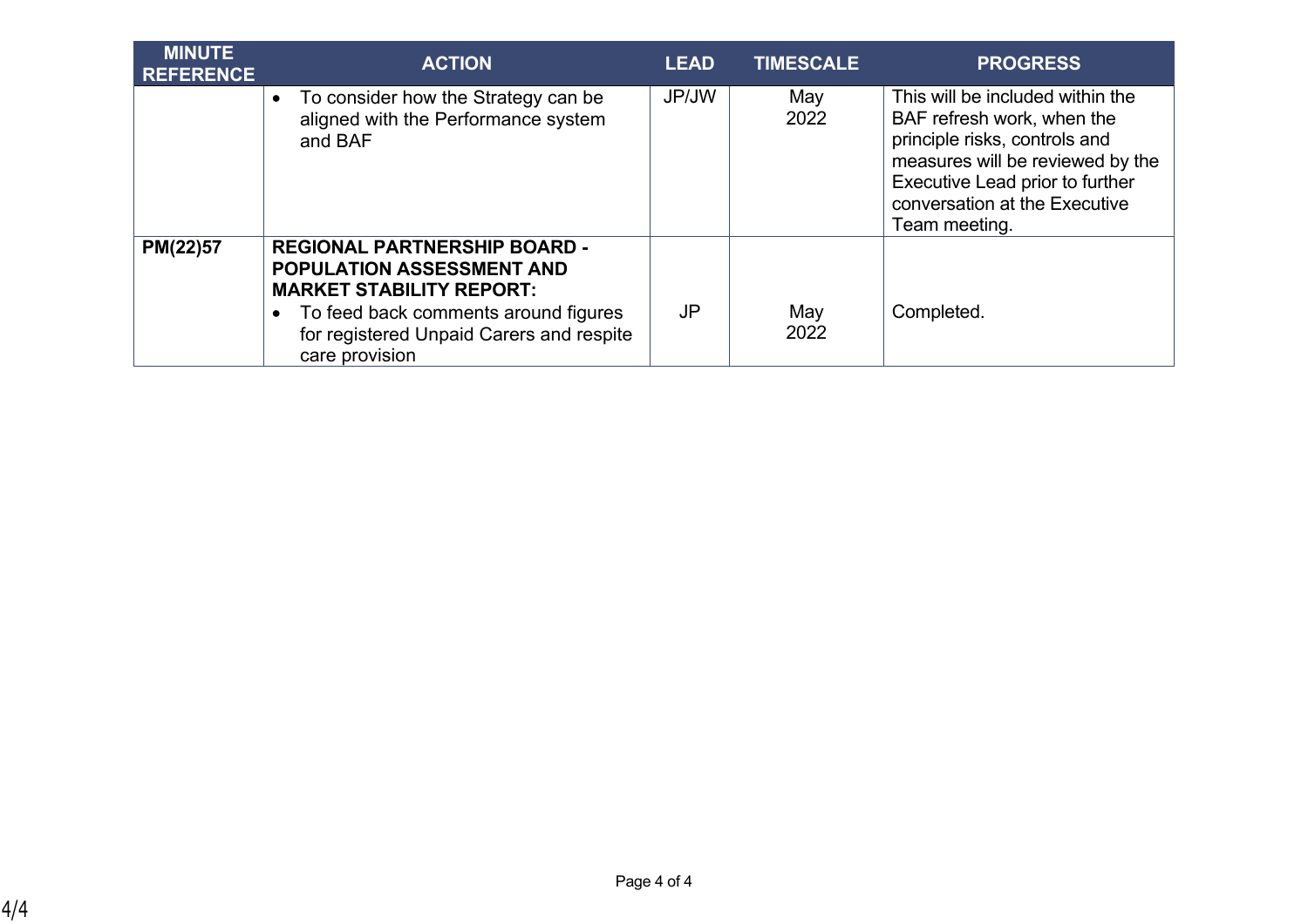| MINUTE REFERENCE | ACTION | LEAD | TIMESCALE | PROGRESS |
|---|---|---|---|---|
| | • To consider how the Strategy can be aligned with the Performance system and BAF | JP/JW | May 2022 | This will be included within the BAF refresh work, when the principle risks, controls and measures will be reviewed by the Executive Lead prior to further conversation at the Executive Team meeting. |
| **PM(22)57** | **REGIONAL PARTNERSHIP BOARD - POPULATION ASSESSMENT AND MARKET STABILITY REPORT:** • To feed back comments around figures for registered Unpaid Carers and respite care provision | JP | May 2022 | Completed. |